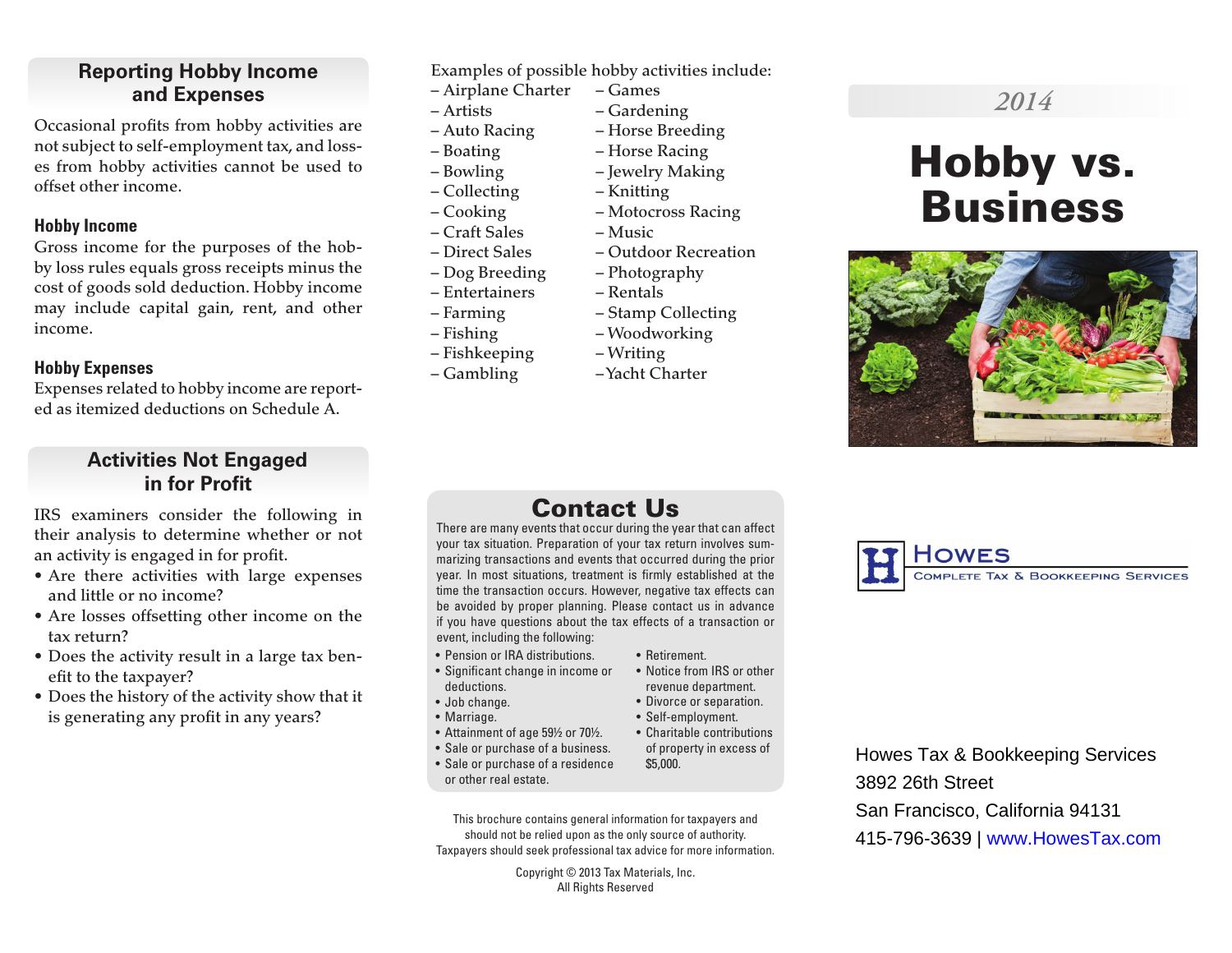## Reporting Hobby Income and Expenses

Occasional profits from hobby activities are not subject to self-employment tax, and losses from hobby activities cannot be used to offset other income.

### Hobby Income

Gross income for the purposes of the hobby loss rules equals gross receipts minus the cost of goods sold deduction. Hobby income may include capital gain, rent, and other income.

### Hobby Expenses

Expenses related to hobby income are reported as itemized deductions on Schedule A.

## Activities Not Engaged in for Profit

IRS examiners consider the following in their analysis to determine whether or not an activity is engaged in for profit.

- Are there activities with large expenses and little or no income?
- Are losses offsetting other income on the tax return?
- Does the activity result in a large tax benefit to the taxpayer?
- Does the history of the activity show that it is generating any profit in any years?

Examples of possible hobby activities include:

- Airplane Charter
- Artists
- Auto Racing
- Boating
- Bowling
- Collecting
- Cooking
- Craft Sales
- Direct Sales
- Dog Breeding
- Entertainers
- Farming
- Fishing
- Fishkeeping
- Gambling
- Games
- Gardening
- Horse Breeding
- Horse Racing
- Jewelry Making
- Knitting
- Motocross Racing
- Music
- Outdoor Recreation
- Photography
- Rentals
- Stamp Collecting
- Woodworking
- Writing
- Yacht Charter

## Contact Us

There are many events that occur during the year that can affect your tax situation. Preparation of your tax return involves summarizing transactions and events that occurred during the prior year. In most situations, treatment is firmly established at the time the transaction occurs. However, negative tax effects can be avoided by proper planning. Please contact us in advance if you have questions about the tax effects of a transaction or event, including the following:

- Pension or IRA distributions.
- Significant change in income or deductions.
- Job change.
- Marriage.
- Attainment of age 59½ or 70½.
- Sale or purchase of a business.
- Sale or purchase of a residence or other real estate.
- Retirement.
- Notice from IRS or other revenue department.
- Divorce or separation.
- Self-employment.
- Charitable contributions of property in excess of $5,000.

This brochure contains general information for taxpayers and should not be relied upon as the only source of authority. Taxpayers should seek professional tax advice for more information.

Copyright © 2013 Tax Materials, Inc.
All Rights Reserved

*2014*

# Hobby vs. Business

**Howes**
Complete Tax & Bookkeeping Services

Howes Tax & Bookkeeping Services
3892 26th Street
San Francisco, California 94131
415-796-3639 | www.HowesTax.com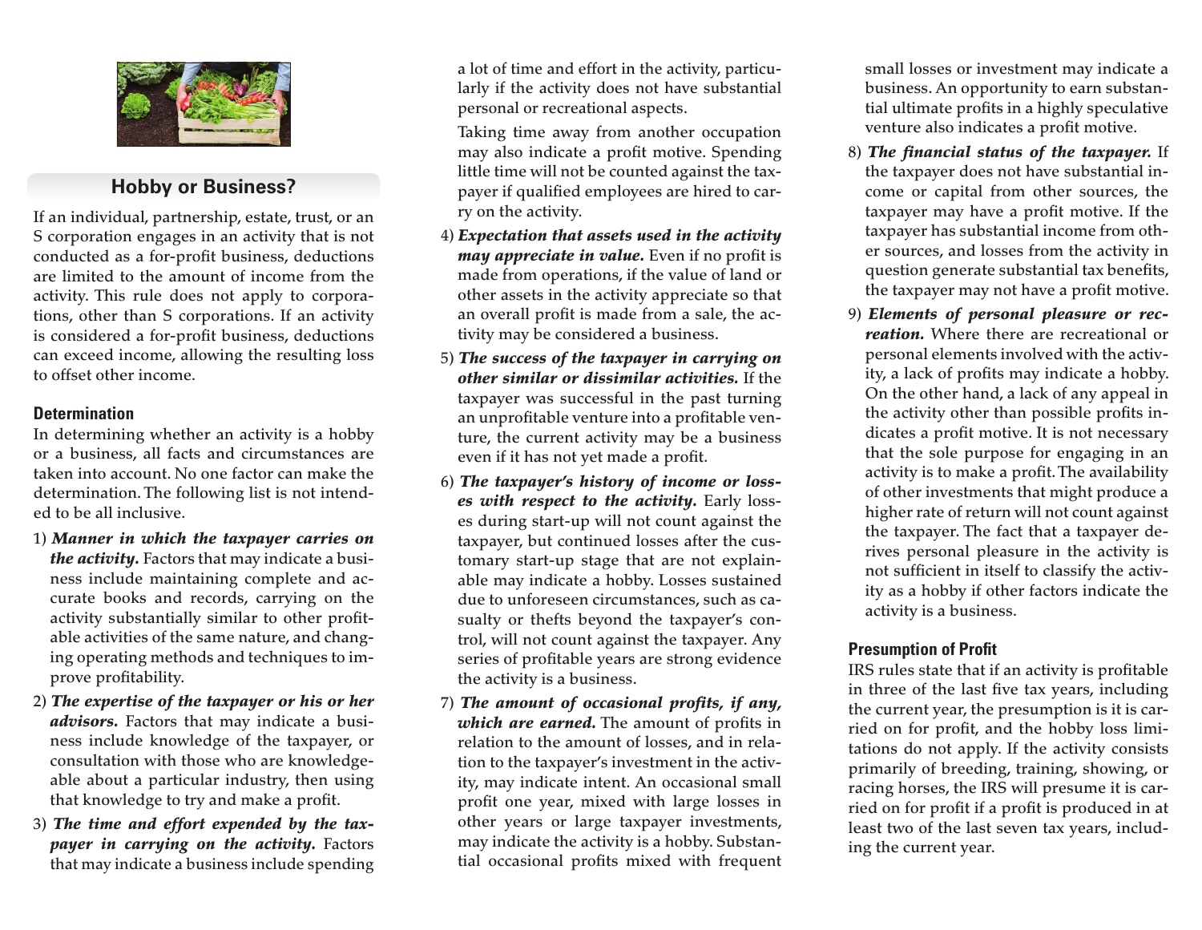## Hobby or Business?

If an individual, partnership, estate, trust, or an S corporation engages in an activity that is not conducted as a for-profit business, deductions are limited to the amount of income from the activity. This rule does not apply to corporations, other than S corporations. If an activity is considered a for-profit business, deductions can exceed income, allowing the resulting loss to offset other income.

### Determination

In determining whether an activity is a hobby or a business, all facts and circumstances are taken into account. No one factor can make the determination. The following list is not intended to be all inclusive.

1) ***Manner in which the taxpayer carries on the activity.*** Factors that may indicate a business include maintaining complete and accurate books and records, carrying on the activity substantially similar to other profitable activities of the same nature, and changing operating methods and techniques to improve profitability.
2) ***The expertise of the taxpayer or his or her advisors.*** Factors that may indicate a business include knowledge of the taxpayer, or consultation with those who are knowledgeable about a particular industry, then using that knowledge to try and make a profit.
3) ***The time and effort expended by the taxpayer in carrying on the activity.*** Factors that may indicate a business include spending a lot of time and effort in the activity, particularly if the activity does not have substantial personal or recreational aspects.

   Taking time away from another occupation may also indicate a profit motive. Spending little time will not be counted against the taxpayer if qualified employees are hired to carry on the activity.
4) ***Expectation that assets used in the activity may appreciate in value.*** Even if no profit is made from operations, if the value of land or other assets in the activity appreciate so that an overall profit is made from a sale, the activity may be considered a business.
5) ***The success of the taxpayer in carrying on other similar or dissimilar activities.*** If the taxpayer was successful in the past turning an unprofitable venture into a profitable venture, the current activity may be a business even if it has not yet made a profit.
6) ***The taxpayer's history of income or losses with respect to the activity.*** Early losses during start-up will not count against the taxpayer, but continued losses after the customary start-up stage that are not explainable may indicate a hobby. Losses sustained due to unforeseen circumstances, such as casualty or thefts beyond the taxpayer's control, will not count against the taxpayer. Any series of profitable years are strong evidence the activity is a business.
7) ***The amount of occasional profits, if any, which are earned.*** The amount of profits in relation to the amount of losses, and in relation to the taxpayer's investment in the activity, may indicate intent. An occasional small profit one year, mixed with large losses in other years or large taxpayer investments, may indicate the activity is a hobby. Substantial occasional profits mixed with frequent small losses or investment may indicate a business. An opportunity to earn substantial ultimate profits in a highly speculative venture also indicates a profit motive.
8) ***The financial status of the taxpayer.*** If the taxpayer does not have substantial income or capital from other sources, the taxpayer may have a profit motive. If the taxpayer has substantial income from other sources, and losses from the activity in question generate substantial tax benefits, the taxpayer may not have a profit motive.
9) ***Elements of personal pleasure or recreation.*** Where there are recreational or personal elements involved with the activity, a lack of profits may indicate a hobby. On the other hand, a lack of any appeal in the activity other than possible profits indicates a profit motive. It is not necessary that the sole purpose for engaging in an activity is to make a profit. The availability of other investments that might produce a higher rate of return will not count against the taxpayer. The fact that a taxpayer derives personal pleasure in the activity is not sufficient in itself to classify the activity as a hobby if other factors indicate the activity is a business.

### Presumption of Profit

IRS rules state that if an activity is profitable in three of the last five tax years, including the current year, the presumption is it is carried on for profit, and the hobby loss limitations do not apply. If the activity consists primarily of breeding, training, showing, or racing horses, the IRS will presume it is carried on for profit if a profit is produced in at least two of the last seven tax years, including the current year.